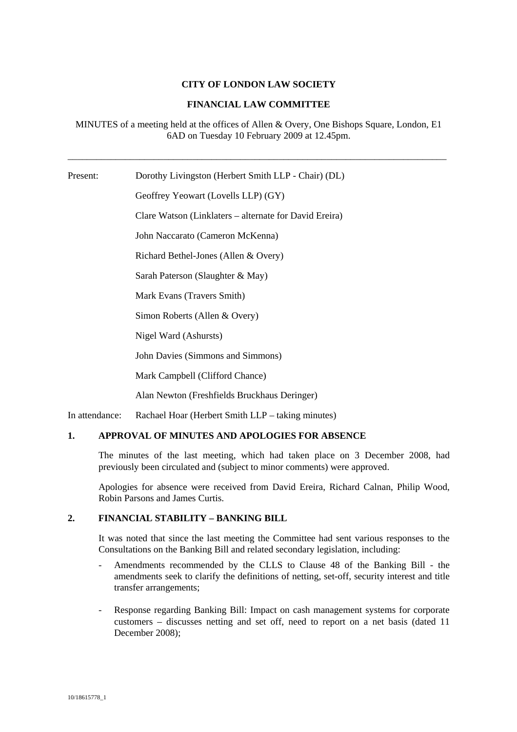**CITY OF LONDON LAW SOCIETY**

**FINANCIAL LAW COMMITTEE**

MINUTES of a meeting held at the offices of Allen & Overy, One Bishops Square, London, E1 6AD on Tuesday 10 February 2009 at 12.45pm.

---

Present: Dorothy Livingston (Herbert Smith LLP - Chair) (DL)

Geoffrey Yeowart (Lovells LLP) (GY)

Clare Watson (Linklaters – alternate for David Ereira)

John Naccarato (Cameron McKenna)

Richard Bethel-Jones (Allen & Overy)

Sarah Paterson (Slaughter & May)

Mark Evans (Travers Smith)

Simon Roberts (Allen & Overy)

Nigel Ward (Ashursts)

John Davies (Simmons and Simmons)

Mark Campbell (Clifford Chance)

Alan Newton (Freshfields Bruckhaus Deringer)

In attendance: Rachael Hoar (Herbert Smith LLP – taking minutes)

## 1. APPROVAL OF MINUTES AND APOLOGIES FOR ABSENCE

The minutes of the last meeting, which had taken place on 3 December 2008, had previously been circulated and (subject to minor comments) were approved.

Apologies for absence were received from David Ereira, Richard Calnan, Philip Wood, Robin Parsons and James Curtis.

## 2. FINANCIAL STABILITY – BANKING BILL

It was noted that since the last meeting the Committee had sent various responses to the Consultations on the Banking Bill and related secondary legislation, including:

- Amendments recommended by the CLLS to Clause 48 of the Banking Bill - the amendments seek to clarify the definitions of netting, set-off, security interest and title transfer arrangements;
- Response regarding Banking Bill: Impact on cash management systems for corporate customers – discusses netting and set off, need to report on a net basis (dated 11 December 2008);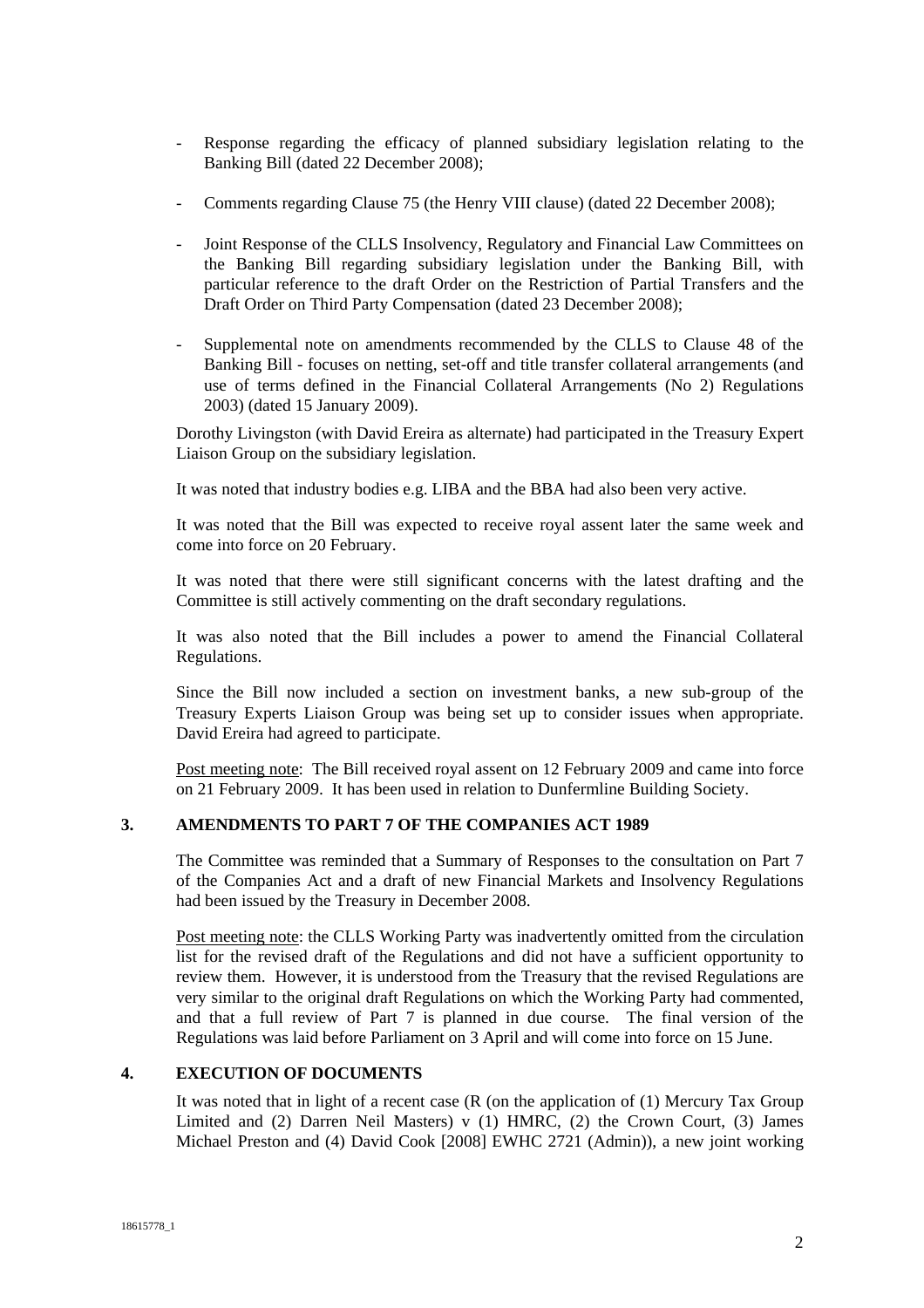- Response regarding the efficacy of planned subsidiary legislation relating to the Banking Bill (dated 22 December 2008);

- Comments regarding Clause 75 (the Henry VIII clause) (dated 22 December 2008);

- Joint Response of the CLLS Insolvency, Regulatory and Financial Law Committees on the Banking Bill regarding subsidiary legislation under the Banking Bill, with particular reference to the draft Order on the Restriction of Partial Transfers and the Draft Order on Third Party Compensation (dated 23 December 2008);

- Supplemental note on amendments recommended by the CLLS to Clause 48 of the Banking Bill - focuses on netting, set-off and title transfer collateral arrangements (and use of terms defined in the Financial Collateral Arrangements (No 2) Regulations 2003) (dated 15 January 2009).

Dorothy Livingston (with David Ereira as alternate) had participated in the Treasury Expert Liaison Group on the subsidiary legislation.

It was noted that industry bodies e.g. LIBA and the BBA had also been very active.

It was noted that the Bill was expected to receive royal assent later the same week and come into force on 20 February.

It was noted that there were still significant concerns with the latest drafting and the Committee is still actively commenting on the draft secondary regulations.

It was also noted that the Bill includes a power to amend the Financial Collateral Regulations.

Since the Bill now included a section on investment banks, a new sub-group of the Treasury Experts Liaison Group was being set up to consider issues when appropriate. David Ereira had agreed to participate.

Post meeting note: The Bill received royal assent on 12 February 2009 and came into force on 21 February 2009. It has been used in relation to Dunfermline Building Society.

## 3. AMENDMENTS TO PART 7 OF THE COMPANIES ACT 1989

The Committee was reminded that a Summary of Responses to the consultation on Part 7 of the Companies Act and a draft of new Financial Markets and Insolvency Regulations had been issued by the Treasury in December 2008.

Post meeting note: the CLLS Working Party was inadvertently omitted from the circulation list for the revised draft of the Regulations and did not have a sufficient opportunity to review them. However, it is understood from the Treasury that the revised Regulations are very similar to the original draft Regulations on which the Working Party had commented, and that a full review of Part 7 is planned in due course. The final version of the Regulations was laid before Parliament on 3 April and will come into force on 15 June.

## 4. EXECUTION OF DOCUMENTS

It was noted that in light of a recent case (R (on the application of (1) Mercury Tax Group Limited and (2) Darren Neil Masters) v (1) HMRC, (2) the Crown Court, (3) James Michael Preston and (4) David Cook [2008] EWHC 2721 (Admin)), a new joint working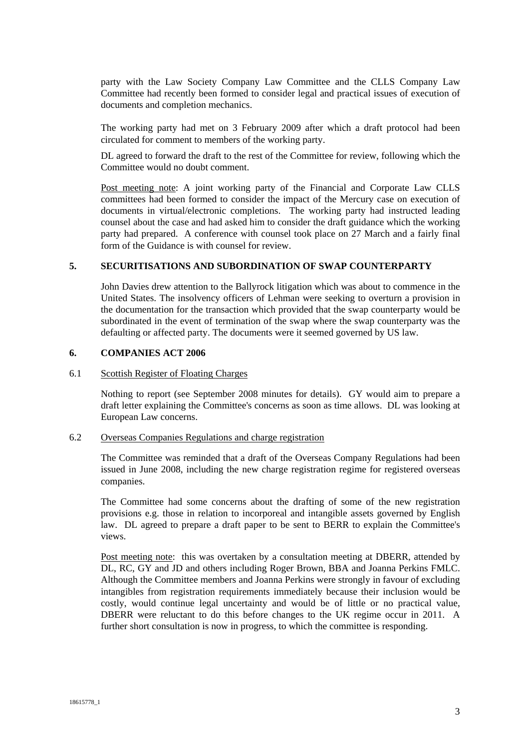party with the Law Society Company Law Committee and the CLLS Company Law Committee had recently been formed to consider legal and practical issues of execution of documents and completion mechanics.

The working party had met on 3 February 2009 after which a draft protocol had been circulated for comment to members of the working party.

DL agreed to forward the draft to the rest of the Committee for review, following which the Committee would no doubt comment.

Post meeting note: A joint working party of the Financial and Corporate Law CLLS committees had been formed to consider the impact of the Mercury case on execution of documents in virtual/electronic completions. The working party had instructed leading counsel about the case and had asked him to consider the draft guidance which the working party had prepared. A conference with counsel took place on 27 March and a fairly final form of the Guidance is with counsel for review.

## 5. SECURITISATIONS AND SUBORDINATION OF SWAP COUNTERPARTY

John Davies drew attention to the Ballyrock litigation which was about to commence in the United States. The insolvency officers of Lehman were seeking to overturn a provision in the documentation for the transaction which provided that the swap counterparty would be subordinated in the event of termination of the swap where the swap counterparty was the defaulting or affected party. The documents were it seemed governed by US law.

## 6. COMPANIES ACT 2006

### 6.1 Scottish Register of Floating Charges

Nothing to report (see September 2008 minutes for details). GY would aim to prepare a draft letter explaining the Committee's concerns as soon as time allows. DL was looking at European Law concerns.

### 6.2 Overseas Companies Regulations and charge registration

The Committee was reminded that a draft of the Overseas Company Regulations had been issued in June 2008, including the new charge registration regime for registered overseas companies.

The Committee had some concerns about the drafting of some of the new registration provisions e.g. those in relation to incorporeal and intangible assets governed by English law. DL agreed to prepare a draft paper to be sent to BERR to explain the Committee's views.

Post meeting note: this was overtaken by a consultation meeting at DBERR, attended by DL, RC, GY and JD and others including Roger Brown, BBA and Joanna Perkins FMLC. Although the Committee members and Joanna Perkins were strongly in favour of excluding intangibles from registration requirements immediately because their inclusion would be costly, would continue legal uncertainty and would be of little or no practical value, DBERR were reluctant to do this before changes to the UK regime occur in 2011. A further short consultation is now in progress, to which the committee is responding.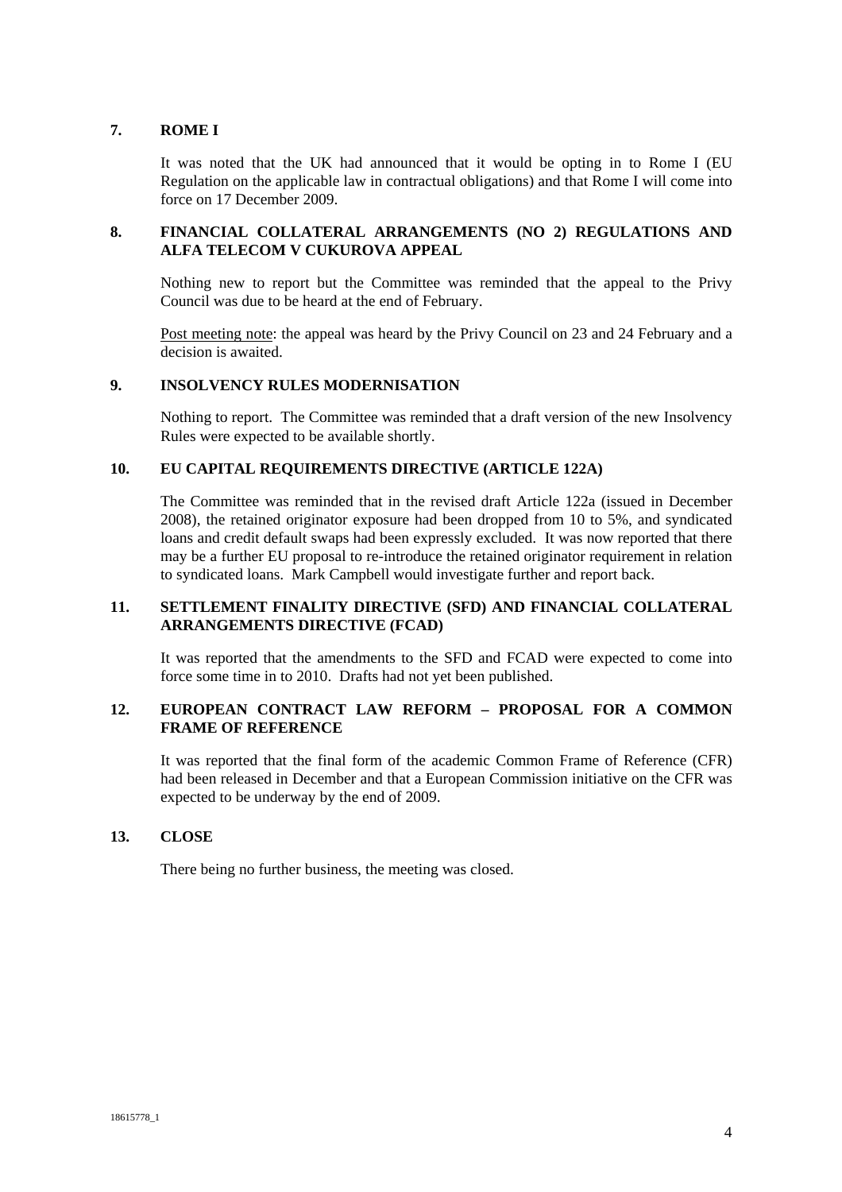## 7. ROME I

It was noted that the UK had announced that it would be opting in to Rome I (EU Regulation on the applicable law in contractual obligations) and that Rome I will come into force on 17 December 2009.

## 8. FINANCIAL COLLATERAL ARRANGEMENTS (NO 2) REGULATIONS AND ALFA TELECOM V CUKUROVA APPEAL

Nothing new to report but the Committee was reminded that the appeal to the Privy Council was due to be heard at the end of February.

Post meeting note: the appeal was heard by the Privy Council on 23 and 24 February and a decision is awaited.

## 9. INSOLVENCY RULES MODERNISATION

Nothing to report. The Committee was reminded that a draft version of the new Insolvency Rules were expected to be available shortly.

## 10. EU CAPITAL REQUIREMENTS DIRECTIVE (ARTICLE 122A)

The Committee was reminded that in the revised draft Article 122a (issued in December 2008), the retained originator exposure had been dropped from 10 to 5%, and syndicated loans and credit default swaps had been expressly excluded. It was now reported that there may be a further EU proposal to re-introduce the retained originator requirement in relation to syndicated loans. Mark Campbell would investigate further and report back.

## 11. SETTLEMENT FINALITY DIRECTIVE (SFD) AND FINANCIAL COLLATERAL ARRANGEMENTS DIRECTIVE (FCAD)

It was reported that the amendments to the SFD and FCAD were expected to come into force some time in to 2010. Drafts had not yet been published.

## 12. EUROPEAN CONTRACT LAW REFORM – PROPOSAL FOR A COMMON FRAME OF REFERENCE

It was reported that the final form of the academic Common Frame of Reference (CFR) had been released in December and that a European Commission initiative on the CFR was expected to be underway by the end of 2009.

## 13. CLOSE

There being no further business, the meeting was closed.

18615778_1